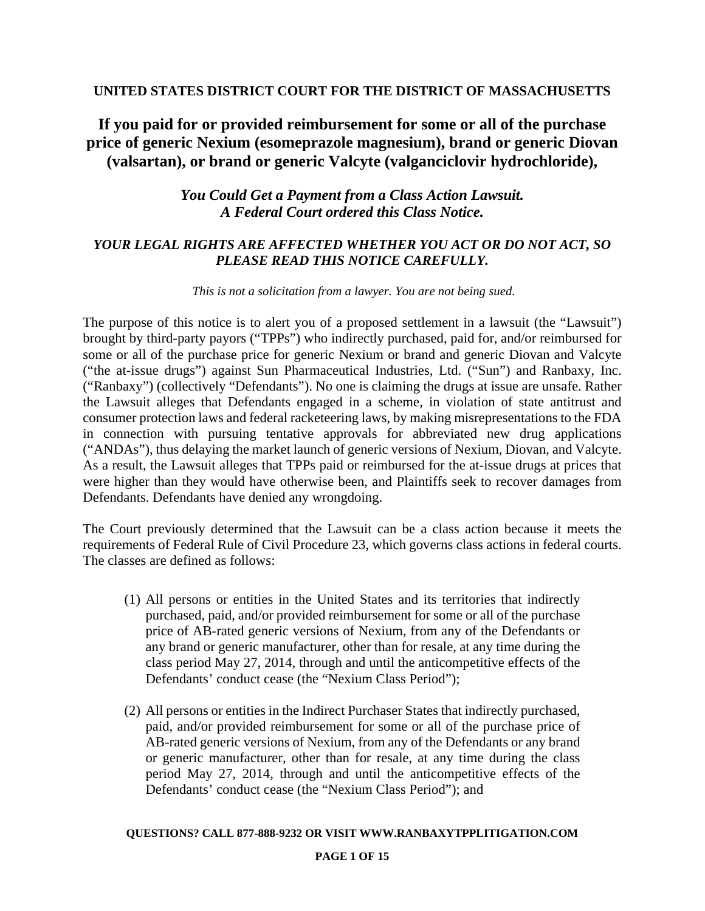**UNITED STATES DISTRICT COURT FOR THE DISTRICT OF MASSACHUSETTS**

# If you paid for or provided reimbursement for some or all of the purchase price of generic Nexium (esomeprazole magnesium), brand or generic Diovan (valsartan), or brand or generic Valcyte (valganciclovir hydrochloride),

***You Could Get a Payment from a Class Action Lawsuit.***
***A Federal Court ordered this Class Notice.***

***YOUR LEGAL RIGHTS ARE AFFECTED WHETHER YOU ACT OR DO NOT ACT, SO PLEASE READ THIS NOTICE CAREFULLY.***

*This is not a solicitation from a lawyer. You are not being sued.*

The purpose of this notice is to alert you of a proposed settlement in a lawsuit (the "Lawsuit") brought by third-party payors ("TPPs") who indirectly purchased, paid for, and/or reimbursed for some or all of the purchase price for generic Nexium or brand and generic Diovan and Valcyte ("the at-issue drugs") against Sun Pharmaceutical Industries, Ltd. ("Sun") and Ranbaxy, Inc. ("Ranbaxy") (collectively "Defendants"). No one is claiming the drugs at issue are unsafe. Rather the Lawsuit alleges that Defendants engaged in a scheme, in violation of state antitrust and consumer protection laws and federal racketeering laws, by making misrepresentations to the FDA in connection with pursuing tentative approvals for abbreviated new drug applications ("ANDAs"), thus delaying the market launch of generic versions of Nexium, Diovan, and Valcyte. As a result, the Lawsuit alleges that TPPs paid or reimbursed for the at-issue drugs at prices that were higher than they would have otherwise been, and Plaintiffs seek to recover damages from Defendants. Defendants have denied any wrongdoing.

The Court previously determined that the Lawsuit can be a class action because it meets the requirements of Federal Rule of Civil Procedure 23, which governs class actions in federal courts. The classes are defined as follows:

(1) All persons or entities in the United States and its territories that indirectly purchased, paid, and/or provided reimbursement for some or all of the purchase price of AB-rated generic versions of Nexium, from any of the Defendants or any brand or generic manufacturer, other than for resale, at any time during the class period May 27, 2014, through and until the anticompetitive effects of the Defendants' conduct cease (the "Nexium Class Period");

(2) All persons or entities in the Indirect Purchaser States that indirectly purchased, paid, and/or provided reimbursement for some or all of the purchase price of AB-rated generic versions of Nexium, from any of the Defendants or any brand or generic manufacturer, other than for resale, at any time during the class period May 27, 2014, through and until the anticompetitive effects of the Defendants' conduct cease (the "Nexium Class Period"); and

**QUESTIONS? CALL 877-888-9232 OR VISIT WWW.RANBAXYTPPLITIGATION.COM**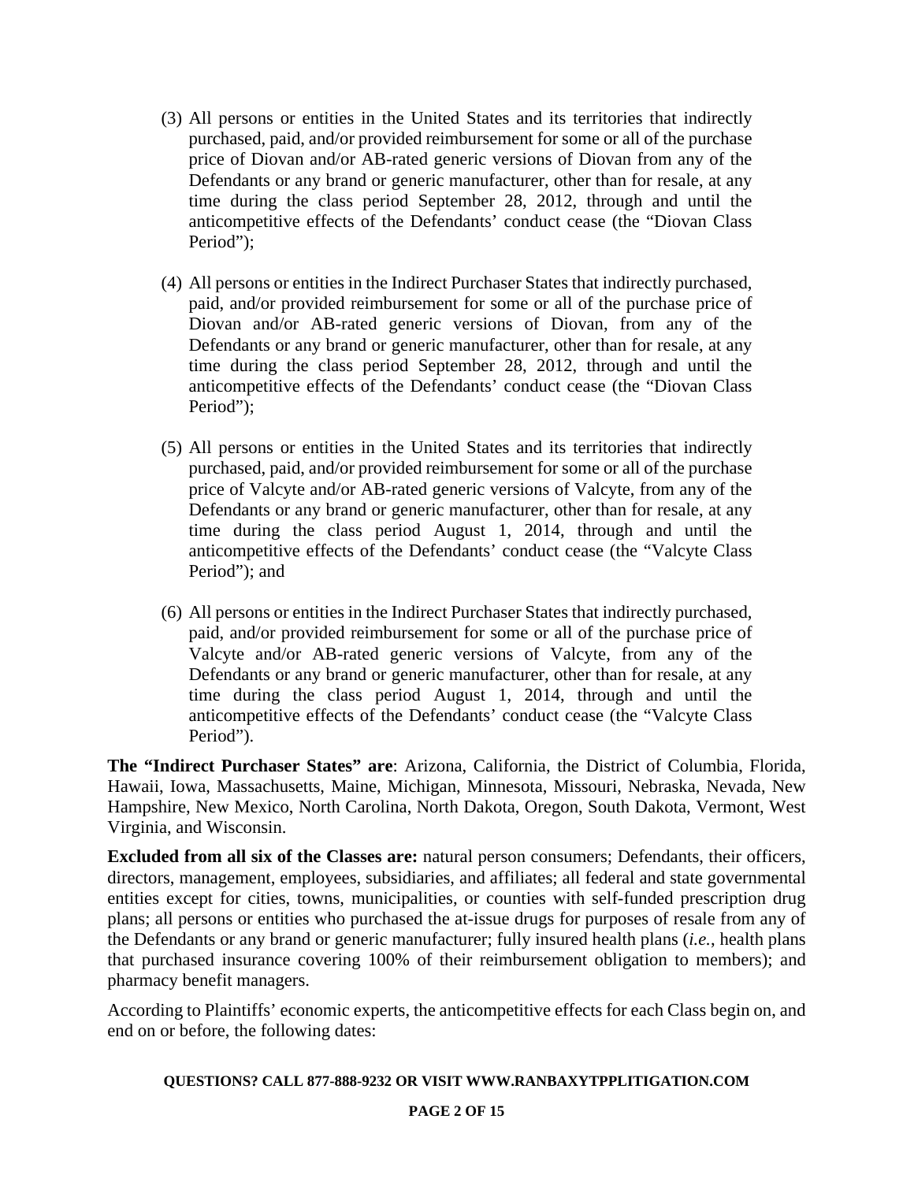(3) All persons or entities in the United States and its territories that indirectly purchased, paid, and/or provided reimbursement for some or all of the purchase price of Diovan and/or AB-rated generic versions of Diovan from any of the Defendants or any brand or generic manufacturer, other than for resale, at any time during the class period September 28, 2012, through and until the anticompetitive effects of the Defendants' conduct cease (the "Diovan Class Period");

(4) All persons or entities in the Indirect Purchaser States that indirectly purchased, paid, and/or provided reimbursement for some or all of the purchase price of Diovan and/or AB-rated generic versions of Diovan, from any of the Defendants or any brand or generic manufacturer, other than for resale, at any time during the class period September 28, 2012, through and until the anticompetitive effects of the Defendants' conduct cease (the "Diovan Class Period");

(5) All persons or entities in the United States and its territories that indirectly purchased, paid, and/or provided reimbursement for some or all of the purchase price of Valcyte and/or AB-rated generic versions of Valcyte, from any of the Defendants or any brand or generic manufacturer, other than for resale, at any time during the class period August 1, 2014, through and until the anticompetitive effects of the Defendants' conduct cease (the "Valcyte Class Period"); and

(6) All persons or entities in the Indirect Purchaser States that indirectly purchased, paid, and/or provided reimbursement for some or all of the purchase price of Valcyte and/or AB-rated generic versions of Valcyte, from any of the Defendants or any brand or generic manufacturer, other than for resale, at any time during the class period August 1, 2014, through and until the anticompetitive effects of the Defendants' conduct cease (the "Valcyte Class Period").

**The "Indirect Purchaser States" are**: Arizona, California, the District of Columbia, Florida, Hawaii, Iowa, Massachusetts, Maine, Michigan, Minnesota, Missouri, Nebraska, Nevada, New Hampshire, New Mexico, North Carolina, North Dakota, Oregon, South Dakota, Vermont, West Virginia, and Wisconsin.

**Excluded from all six of the Classes are:** natural person consumers; Defendants, their officers, directors, management, employees, subsidiaries, and affiliates; all federal and state governmental entities except for cities, towns, municipalities, or counties with self-funded prescription drug plans; all persons or entities who purchased the at-issue drugs for purposes of resale from any of the Defendants or any brand or generic manufacturer; fully insured health plans (*i.e.*, health plans that purchased insurance covering 100% of their reimbursement obligation to members); and pharmacy benefit managers.

According to Plaintiffs' economic experts, the anticompetitive effects for each Class begin on, and end on or before, the following dates:

**QUESTIONS? CALL 877-888-9232 OR VISIT WWW.RANBAXYTPPLITIGATION.COM**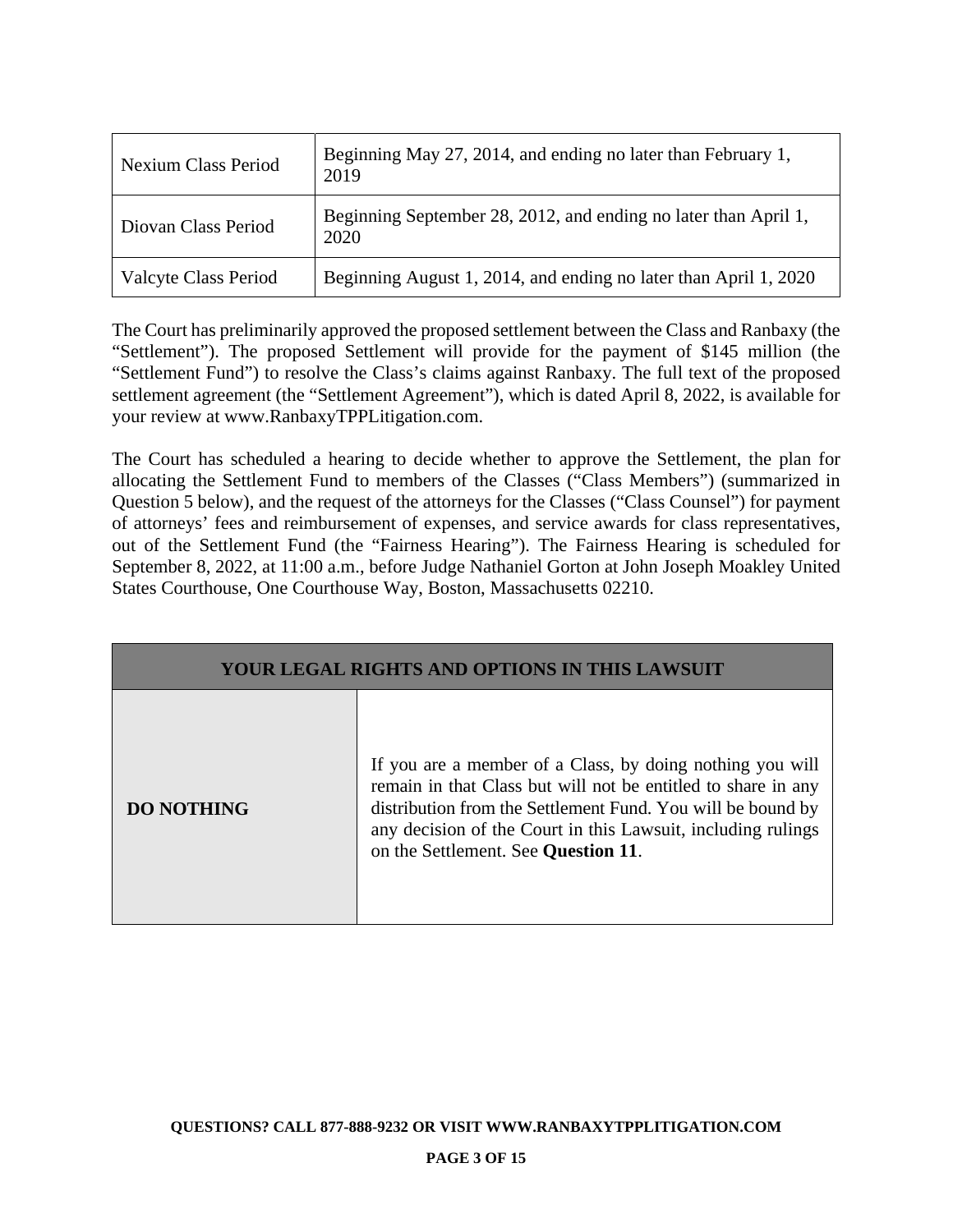| | |
|---|---|
| Nexium Class Period | Beginning May 27, 2014, and ending no later than February 1, 2019 |
| Diovan Class Period | Beginning September 28, 2012, and ending no later than April 1, 2020 |
| Valcyte Class Period | Beginning August 1, 2014, and ending no later than April 1, 2020 |

The Court has preliminarily approved the proposed settlement between the Class and Ranbaxy (the "Settlement"). The proposed Settlement will provide for the payment of $145 million (the "Settlement Fund") to resolve the Class's claims against Ranbaxy. The full text of the proposed settlement agreement (the "Settlement Agreement"), which is dated April 8, 2022, is available for your review at www.RanbaxyTPPLitigation.com.

The Court has scheduled a hearing to decide whether to approve the Settlement, the plan for allocating the Settlement Fund to members of the Classes ("Class Members") (summarized in Question 5 below), and the request of the attorneys for the Classes ("Class Counsel") for payment of attorneys' fees and reimbursement of expenses, and service awards for class representatives, out of the Settlement Fund (the "Fairness Hearing"). The Fairness Hearing is scheduled for September 8, 2022, at 11:00 a.m., before Judge Nathaniel Gorton at John Joseph Moakley United States Courthouse, One Courthouse Way, Boston, Massachusetts 02210.

| **YOUR LEGAL RIGHTS AND OPTIONS IN THIS LAWSUIT** | |
|---|---|
| **DO NOTHING** | If you are a member of a Class, by doing nothing you will remain in that Class but will not be entitled to share in any distribution from the Settlement Fund. You will be bound by any decision of the Court in this Lawsuit, including rulings on the Settlement. See **Question 11**. |

**QUESTIONS? CALL 877-888-9232 OR VISIT WWW.RANBAXYTPPLITIGATION.COM**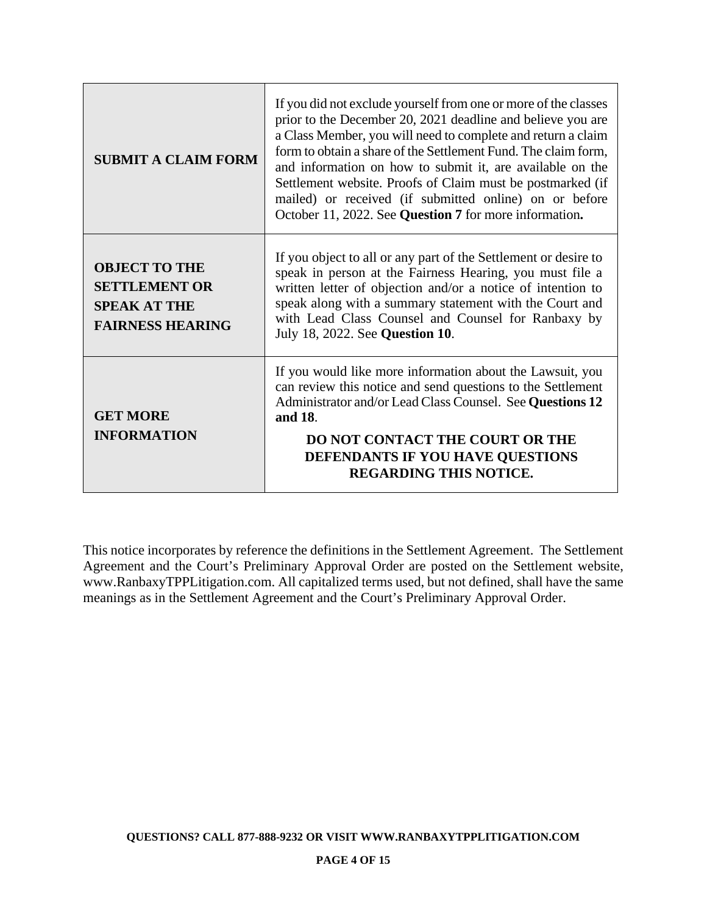| | |
|---|---|
| **SUBMIT A CLAIM FORM** | If you did not exclude yourself from one or more of the classes prior to the December 20, 2021 deadline and believe you are a Class Member, you will need to complete and return a claim form to obtain a share of the Settlement Fund. The claim form, and information on how to submit it, are available on the Settlement website. Proofs of Claim must be postmarked (if mailed) or received (if submitted online) on or before October 11, 2022. See **Question 7** for more information**.** |
| **OBJECT TO THE SETTLEMENT OR SPEAK AT THE FAIRNESS HEARING** | If you object to all or any part of the Settlement or desire to speak in person at the Fairness Hearing, you must file a written letter of objection and/or a notice of intention to speak along with a summary statement with the Court and with Lead Class Counsel and Counsel for Ranbaxy by July 18, 2022. See **Question 10**. |
| **GET MORE INFORMATION** | If you would like more information about the Lawsuit, you can review this notice and send questions to the Settlement Administrator and/or Lead Class Counsel. See **Questions 12 and 18**. **DO NOT CONTACT THE COURT OR THE DEFENDANTS IF YOU HAVE QUESTIONS REGARDING THIS NOTICE.** |

This notice incorporates by reference the definitions in the Settlement Agreement. The Settlement Agreement and the Court's Preliminary Approval Order are posted on the Settlement website, www.RanbaxyTPPLitigation.com. All capitalized terms used, but not defined, shall have the same meanings as in the Settlement Agreement and the Court's Preliminary Approval Order.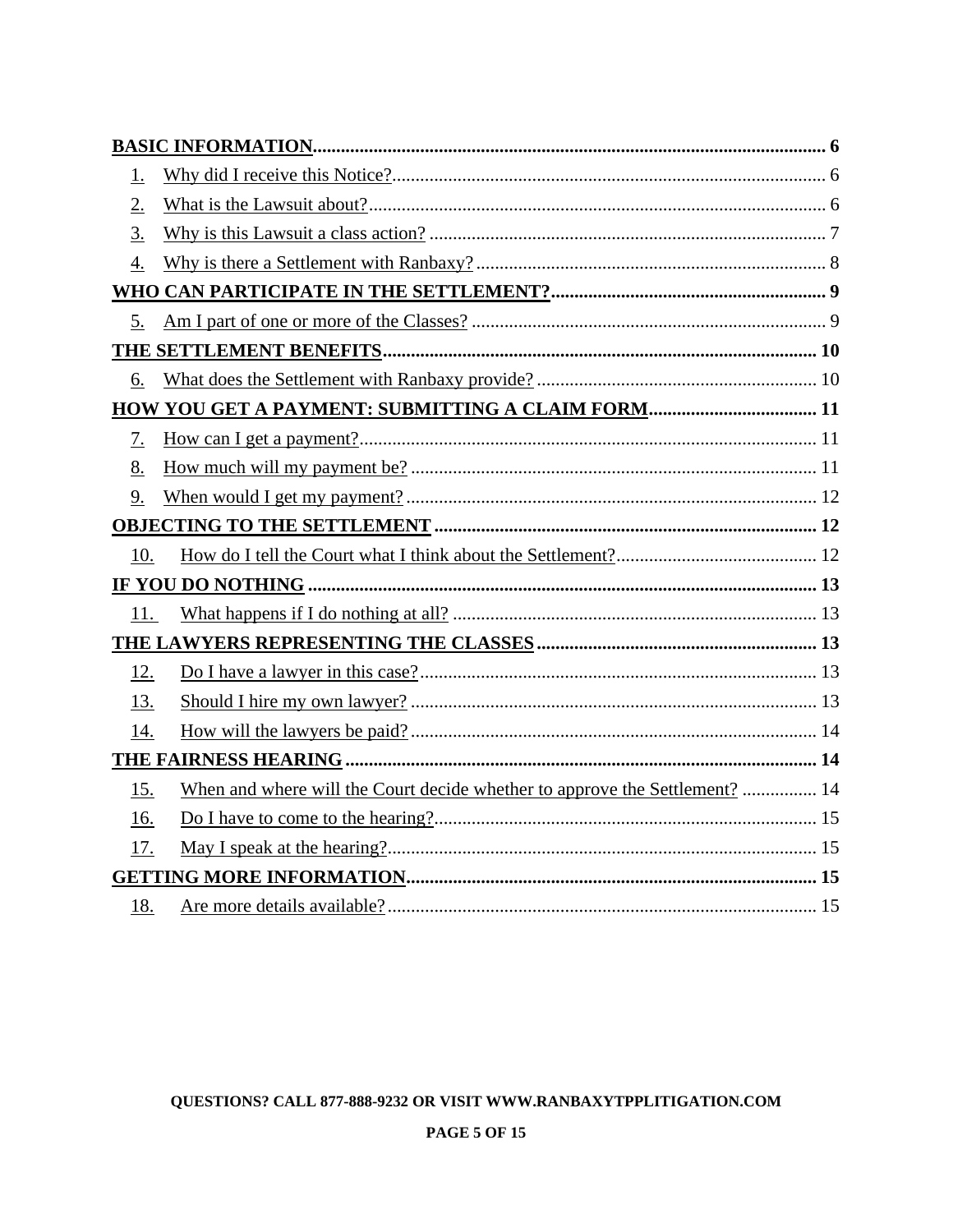**BASIC INFORMATION** 6

1. Why did I receive this Notice? 6
2. What is the Lawsuit about? 6
3. Why is this Lawsuit a class action? 7
4. Why is there a Settlement with Ranbaxy? 8

**WHO CAN PARTICIPATE IN THE SETTLEMENT?** 9

5. Am I part of one or more of the Classes? 9

**THE SETTLEMENT BENEFITS** 10

6. What does the Settlement with Ranbaxy provide? 10

**HOW YOU GET A PAYMENT: SUBMITTING A CLAIM FORM** 11

7. How can I get a payment? 11
8. How much will my payment be? 11
9. When would I get my payment? 12

**OBJECTING TO THE SETTLEMENT** 12

10. How do I tell the Court what I think about the Settlement? 12

**IF YOU DO NOTHING** 13

11. What happens if I do nothing at all? 13

**THE LAWYERS REPRESENTING THE CLASSES** 13

12. Do I have a lawyer in this case? 13
13. Should I hire my own lawyer? 13
14. How will the lawyers be paid? 14

**THE FAIRNESS HEARING** 14

15. When and where will the Court decide whether to approve the Settlement? 14
16. Do I have to come to the hearing? 15
17. May I speak at the hearing? 15

**GETTING MORE INFORMATION** 15

18. Are more details available? 15

**QUESTIONS? CALL 877-888-9232 OR VISIT WWW.RANBAXYTPPLITIGATION.COM**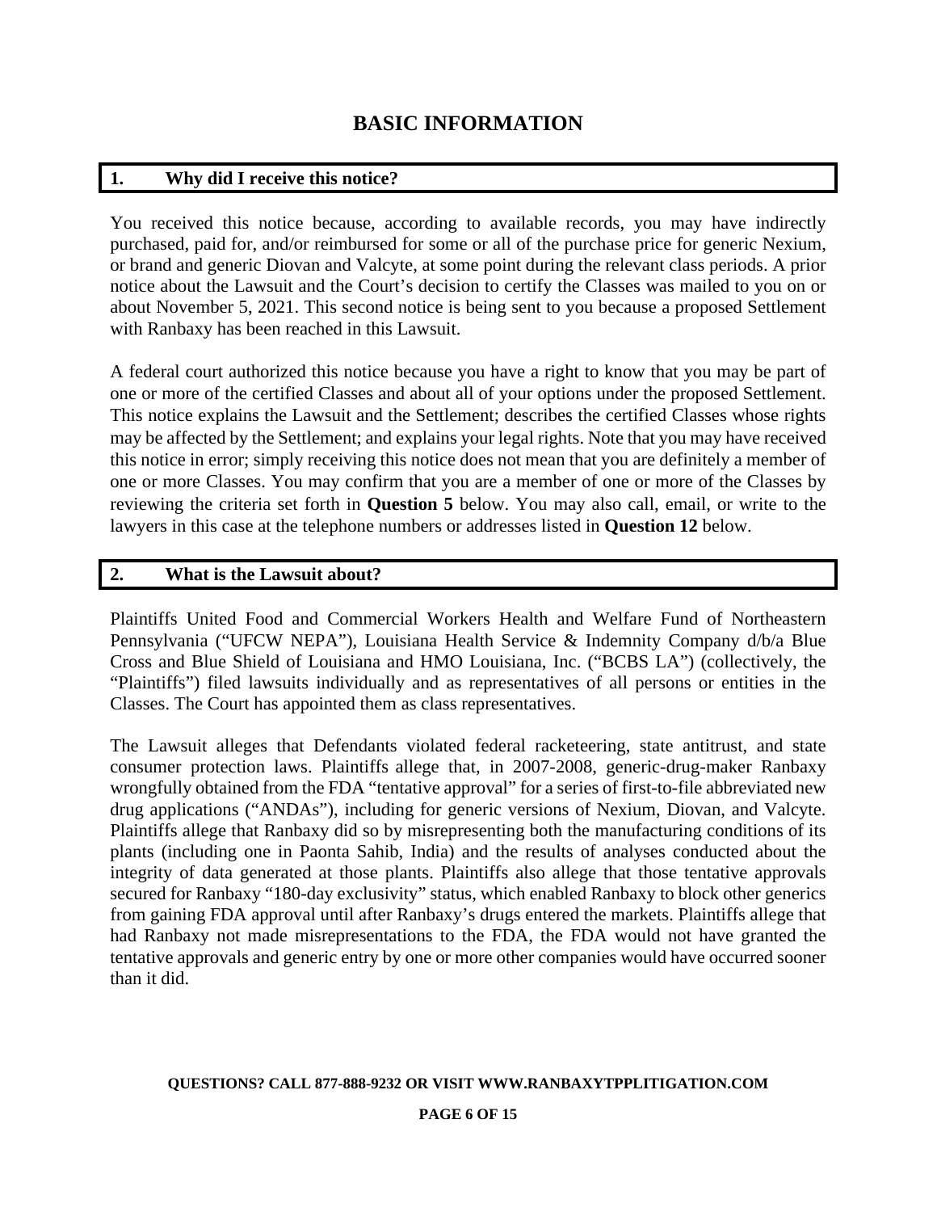# BASIC INFORMATION

## 1. Why did I receive this notice?

You received this notice because, according to available records, you may have indirectly purchased, paid for, and/or reimbursed for some or all of the purchase price for generic Nexium, or brand and generic Diovan and Valcyte, at some point during the relevant class periods. A prior notice about the Lawsuit and the Court's decision to certify the Classes was mailed to you on or about November 5, 2021. This second notice is being sent to you because a proposed Settlement with Ranbaxy has been reached in this Lawsuit.

A federal court authorized this notice because you have a right to know that you may be part of one or more of the certified Classes and about all of your options under the proposed Settlement. This notice explains the Lawsuit and the Settlement; describes the certified Classes whose rights may be affected by the Settlement; and explains your legal rights. Note that you may have received this notice in error; simply receiving this notice does not mean that you are definitely a member of one or more Classes. You may confirm that you are a member of one or more of the Classes by reviewing the criteria set forth in **Question 5** below. You may also call, email, or write to the lawyers in this case at the telephone numbers or addresses listed in **Question 12** below.

## 2. What is the Lawsuit about?

Plaintiffs United Food and Commercial Workers Health and Welfare Fund of Northeastern Pennsylvania ("UFCW NEPA"), Louisiana Health Service & Indemnity Company d/b/a Blue Cross and Blue Shield of Louisiana and HMO Louisiana, Inc. ("BCBS LA") (collectively, the "Plaintiffs") filed lawsuits individually and as representatives of all persons or entities in the Classes. The Court has appointed them as class representatives.

The Lawsuit alleges that Defendants violated federal racketeering, state antitrust, and state consumer protection laws. Plaintiffs allege that, in 2007-2008, generic-drug-maker Ranbaxy wrongfully obtained from the FDA "tentative approval" for a series of first-to-file abbreviated new drug applications ("ANDAs"), including for generic versions of Nexium, Diovan, and Valcyte. Plaintiffs allege that Ranbaxy did so by misrepresenting both the manufacturing conditions of its plants (including one in Paonta Sahib, India) and the results of analyses conducted about the integrity of data generated at those plants. Plaintiffs also allege that those tentative approvals secured for Ranbaxy "180-day exclusivity" status, which enabled Ranbaxy to block other generics from gaining FDA approval until after Ranbaxy's drugs entered the markets. Plaintiffs allege that had Ranbaxy not made misrepresentations to the FDA, the FDA would not have granted the tentative approvals and generic entry by one or more other companies would have occurred sooner than it did.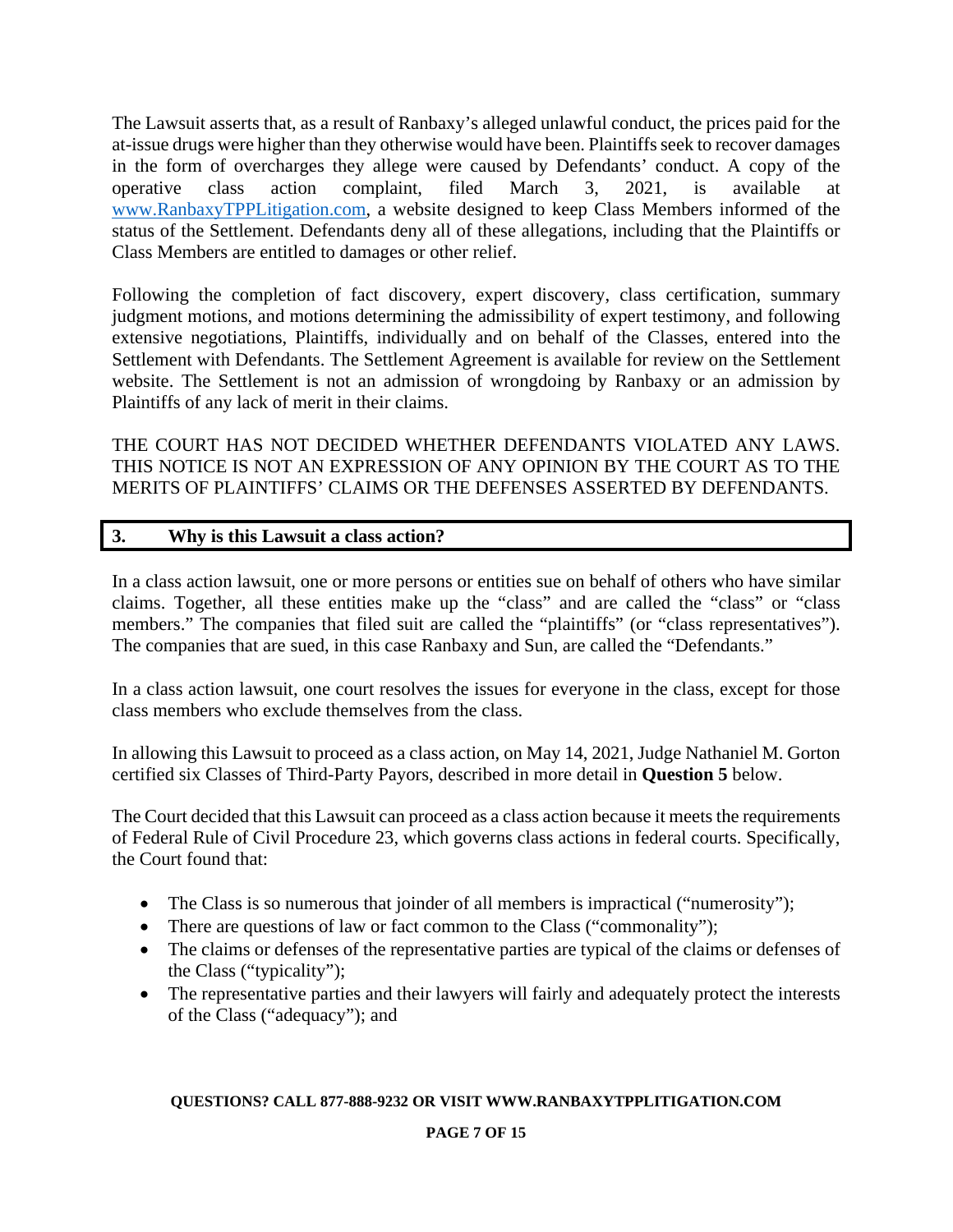The Lawsuit asserts that, as a result of Ranbaxy's alleged unlawful conduct, the prices paid for the at-issue drugs were higher than they otherwise would have been. Plaintiffs seek to recover damages in the form of overcharges they allege were caused by Defendants' conduct. A copy of the operative class action complaint, filed March 3, 2021, is available at www.RanbaxyTPPLitigation.com, a website designed to keep Class Members informed of the status of the Settlement. Defendants deny all of these allegations, including that the Plaintiffs or Class Members are entitled to damages or other relief.

Following the completion of fact discovery, expert discovery, class certification, summary judgment motions, and motions determining the admissibility of expert testimony, and following extensive negotiations, Plaintiffs, individually and on behalf of the Classes, entered into the Settlement with Defendants. The Settlement Agreement is available for review on the Settlement website. The Settlement is not an admission of wrongdoing by Ranbaxy or an admission by Plaintiffs of any lack of merit in their claims.

THE COURT HAS NOT DECIDED WHETHER DEFENDANTS VIOLATED ANY LAWS. THIS NOTICE IS NOT AN EXPRESSION OF ANY OPINION BY THE COURT AS TO THE MERITS OF PLAINTIFFS' CLAIMS OR THE DEFENSES ASSERTED BY DEFENDANTS.

## 3. Why is this Lawsuit a class action?

In a class action lawsuit, one or more persons or entities sue on behalf of others who have similar claims. Together, all these entities make up the "class" and are called the "class" or "class members." The companies that filed suit are called the "plaintiffs" (or "class representatives"). The companies that are sued, in this case Ranbaxy and Sun, are called the "Defendants."

In a class action lawsuit, one court resolves the issues for everyone in the class, except for those class members who exclude themselves from the class.

In allowing this Lawsuit to proceed as a class action, on May 14, 2021, Judge Nathaniel M. Gorton certified six Classes of Third-Party Payors, described in more detail in **Question 5** below.

The Court decided that this Lawsuit can proceed as a class action because it meets the requirements of Federal Rule of Civil Procedure 23, which governs class actions in federal courts. Specifically, the Court found that:

- The Class is so numerous that joinder of all members is impractical ("numerosity");
- There are questions of law or fact common to the Class ("commonality");
- The claims or defenses of the representative parties are typical of the claims or defenses of the Class ("typicality");
- The representative parties and their lawyers will fairly and adequately protect the interests of the Class ("adequacy"); and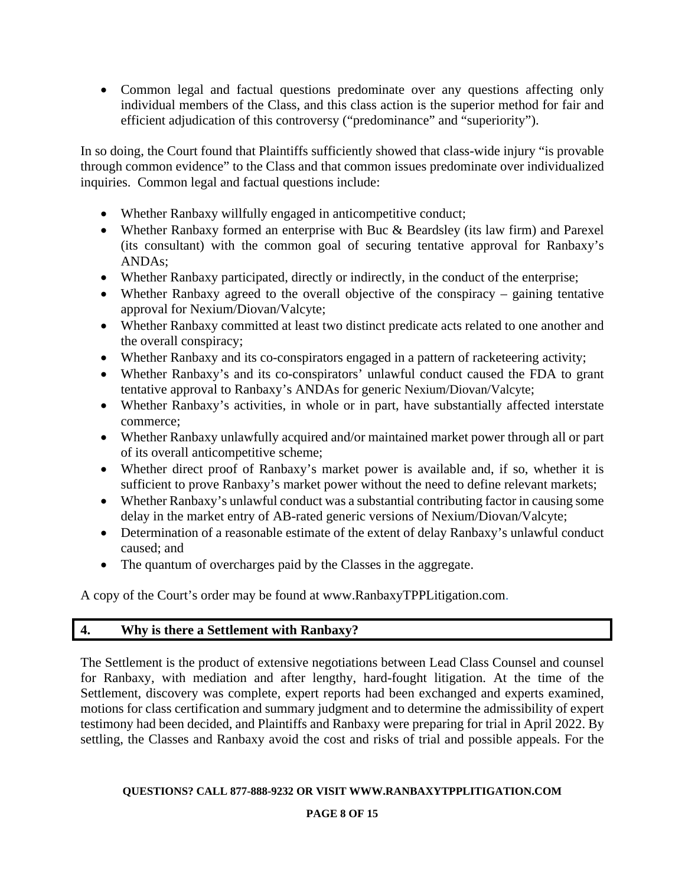- Common legal and factual questions predominate over any questions affecting only individual members of the Class, and this class action is the superior method for fair and efficient adjudication of this controversy ("predominance" and "superiority").

In so doing, the Court found that Plaintiffs sufficiently showed that class-wide injury "is provable through common evidence" to the Class and that common issues predominate over individualized inquiries. Common legal and factual questions include:

- Whether Ranbaxy willfully engaged in anticompetitive conduct;
- Whether Ranbaxy formed an enterprise with Buc & Beardsley (its law firm) and Parexel (its consultant) with the common goal of securing tentative approval for Ranbaxy's ANDAs;
- Whether Ranbaxy participated, directly or indirectly, in the conduct of the enterprise;
- Whether Ranbaxy agreed to the overall objective of the conspiracy – gaining tentative approval for Nexium/Diovan/Valcyte;
- Whether Ranbaxy committed at least two distinct predicate acts related to one another and the overall conspiracy;
- Whether Ranbaxy and its co-conspirators engaged in a pattern of racketeering activity;
- Whether Ranbaxy's and its co-conspirators' unlawful conduct caused the FDA to grant tentative approval to Ranbaxy's ANDAs for generic Nexium/Diovan/Valcyte;
- Whether Ranbaxy's activities, in whole or in part, have substantially affected interstate commerce;
- Whether Ranbaxy unlawfully acquired and/or maintained market power through all or part of its overall anticompetitive scheme;
- Whether direct proof of Ranbaxy's market power is available and, if so, whether it is sufficient to prove Ranbaxy's market power without the need to define relevant markets;
- Whether Ranbaxy's unlawful conduct was a substantial contributing factor in causing some delay in the market entry of AB-rated generic versions of Nexium/Diovan/Valcyte;
- Determination of a reasonable estimate of the extent of delay Ranbaxy's unlawful conduct caused; and
- The quantum of overcharges paid by the Classes in the aggregate.

A copy of the Court's order may be found at www.RanbaxyTPPLitigation.com.

## 4. Why is there a Settlement with Ranbaxy?

The Settlement is the product of extensive negotiations between Lead Class Counsel and counsel for Ranbaxy, with mediation and after lengthy, hard-fought litigation. At the time of the Settlement, discovery was complete, expert reports had been exchanged and experts examined, motions for class certification and summary judgment and to determine the admissibility of expert testimony had been decided, and Plaintiffs and Ranbaxy were preparing for trial in April 2022. By settling, the Classes and Ranbaxy avoid the cost and risks of trial and possible appeals. For the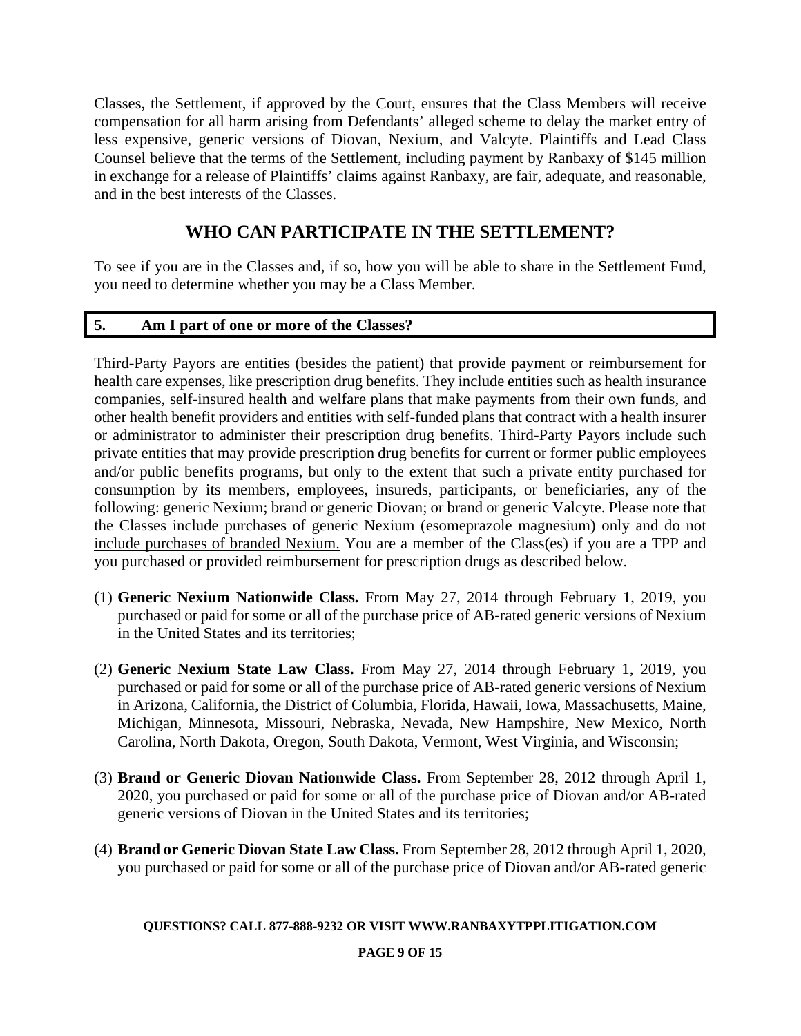Classes, the Settlement, if approved by the Court, ensures that the Class Members will receive compensation for all harm arising from Defendants' alleged scheme to delay the market entry of less expensive, generic versions of Diovan, Nexium, and Valcyte. Plaintiffs and Lead Class Counsel believe that the terms of the Settlement, including payment by Ranbaxy of $145 million in exchange for a release of Plaintiffs' claims against Ranbaxy, are fair, adequate, and reasonable, and in the best interests of the Classes.

## WHO CAN PARTICIPATE IN THE SETTLEMENT?

To see if you are in the Classes and, if so, how you will be able to share in the Settlement Fund, you need to determine whether you may be a Class Member.

### 5. Am I part of one or more of the Classes?

Third-Party Payors are entities (besides the patient) that provide payment or reimbursement for health care expenses, like prescription drug benefits. They include entities such as health insurance companies, self-insured health and welfare plans that make payments from their own funds, and other health benefit providers and entities with self-funded plans that contract with a health insurer or administrator to administer their prescription drug benefits. Third-Party Payors include such private entities that may provide prescription drug benefits for current or former public employees and/or public benefits programs, but only to the extent that such a private entity purchased for consumption by its members, employees, insureds, participants, or beneficiaries, any of the following: generic Nexium; brand or generic Diovan; or brand or generic Valcyte. Please note that the Classes include purchases of generic Nexium (esomeprazole magnesium) only and do not include purchases of branded Nexium. You are a member of the Class(es) if you are a TPP and you purchased or provided reimbursement for prescription drugs as described below.

(1) **Generic Nexium Nationwide Class.** From May 27, 2014 through February 1, 2019, you purchased or paid for some or all of the purchase price of AB-rated generic versions of Nexium in the United States and its territories;

(2) **Generic Nexium State Law Class.** From May 27, 2014 through February 1, 2019, you purchased or paid for some or all of the purchase price of AB-rated generic versions of Nexium in Arizona, California, the District of Columbia, Florida, Hawaii, Iowa, Massachusetts, Maine, Michigan, Minnesota, Missouri, Nebraska, Nevada, New Hampshire, New Mexico, North Carolina, North Dakota, Oregon, South Dakota, Vermont, West Virginia, and Wisconsin;

(3) **Brand or Generic Diovan Nationwide Class.** From September 28, 2012 through April 1, 2020, you purchased or paid for some or all of the purchase price of Diovan and/or AB-rated generic versions of Diovan in the United States and its territories;

(4) **Brand or Generic Diovan State Law Class.** From September 28, 2012 through April 1, 2020, you purchased or paid for some or all of the purchase price of Diovan and/or AB-rated generic

**QUESTIONS? CALL 877-888-9232 OR VISIT WWW.RANBAXYTPPLITIGATION.COM**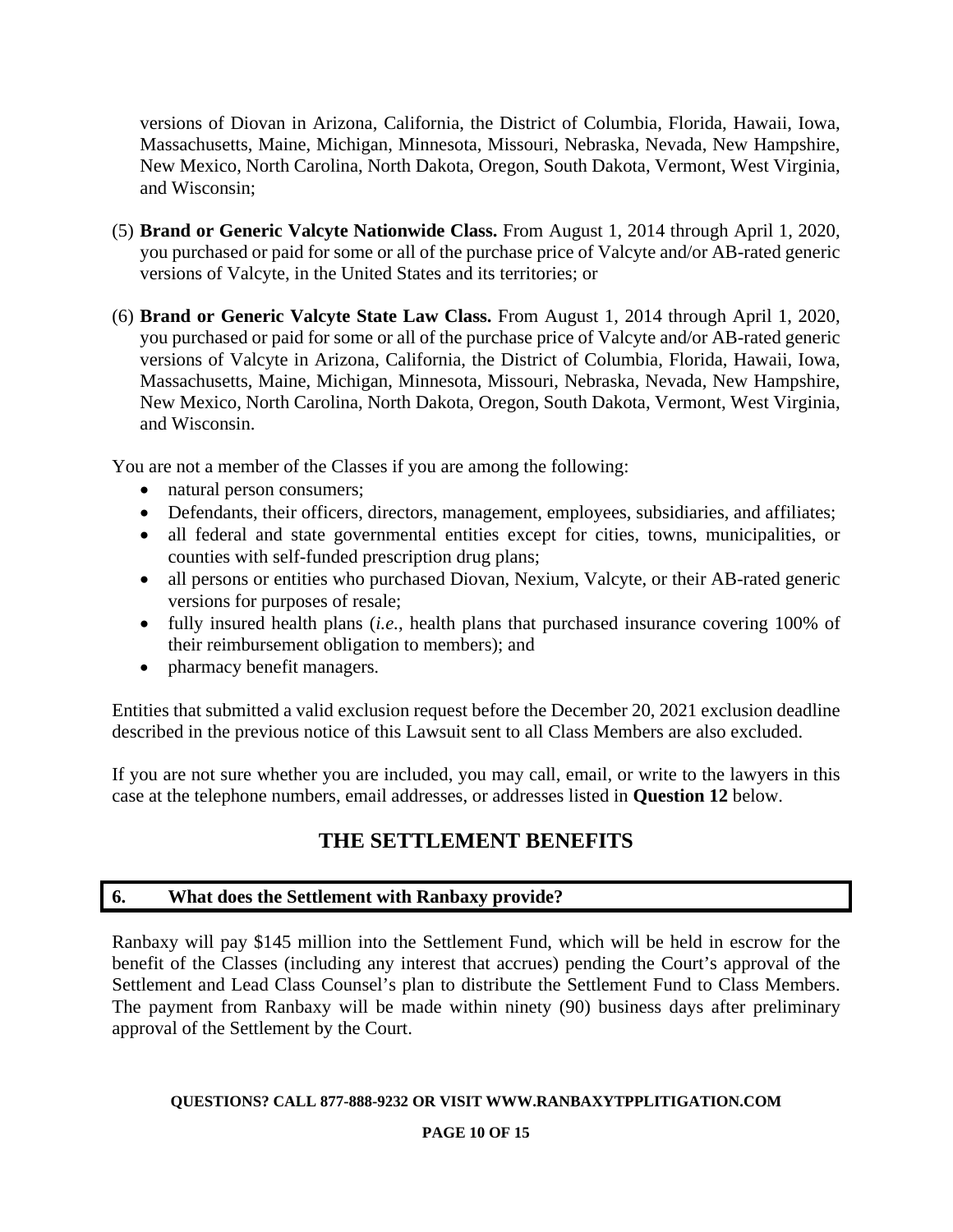versions of Diovan in Arizona, California, the District of Columbia, Florida, Hawaii, Iowa, Massachusetts, Maine, Michigan, Minnesota, Missouri, Nebraska, Nevada, New Hampshire, New Mexico, North Carolina, North Dakota, Oregon, South Dakota, Vermont, West Virginia, and Wisconsin;

(5) **Brand or Generic Valcyte Nationwide Class.** From August 1, 2014 through April 1, 2020, you purchased or paid for some or all of the purchase price of Valcyte and/or AB-rated generic versions of Valcyte, in the United States and its territories; or

(6) **Brand or Generic Valcyte State Law Class.** From August 1, 2014 through April 1, 2020, you purchased or paid for some or all of the purchase price of Valcyte and/or AB-rated generic versions of Valcyte in Arizona, California, the District of Columbia, Florida, Hawaii, Iowa, Massachusetts, Maine, Michigan, Minnesota, Missouri, Nebraska, Nevada, New Hampshire, New Mexico, North Carolina, North Dakota, Oregon, South Dakota, Vermont, West Virginia, and Wisconsin.

You are not a member of the Classes if you are among the following:

- natural person consumers;
- Defendants, their officers, directors, management, employees, subsidiaries, and affiliates;
- all federal and state governmental entities except for cities, towns, municipalities, or counties with self-funded prescription drug plans;
- all persons or entities who purchased Diovan, Nexium, Valcyte, or their AB-rated generic versions for purposes of resale;
- fully insured health plans (*i.e.*, health plans that purchased insurance covering 100% of their reimbursement obligation to members); and
- pharmacy benefit managers.

Entities that submitted a valid exclusion request before the December 20, 2021 exclusion deadline described in the previous notice of this Lawsuit sent to all Class Members are also excluded.

If you are not sure whether you are included, you may call, email, or write to the lawyers in this case at the telephone numbers, email addresses, or addresses listed in **Question 12** below.

## THE SETTLEMENT BENEFITS

### 6. What does the Settlement with Ranbaxy provide?

Ranbaxy will pay $145 million into the Settlement Fund, which will be held in escrow for the benefit of the Classes (including any interest that accrues) pending the Court's approval of the Settlement and Lead Class Counsel's plan to distribute the Settlement Fund to Class Members. The payment from Ranbaxy will be made within ninety (90) business days after preliminary approval of the Settlement by the Court.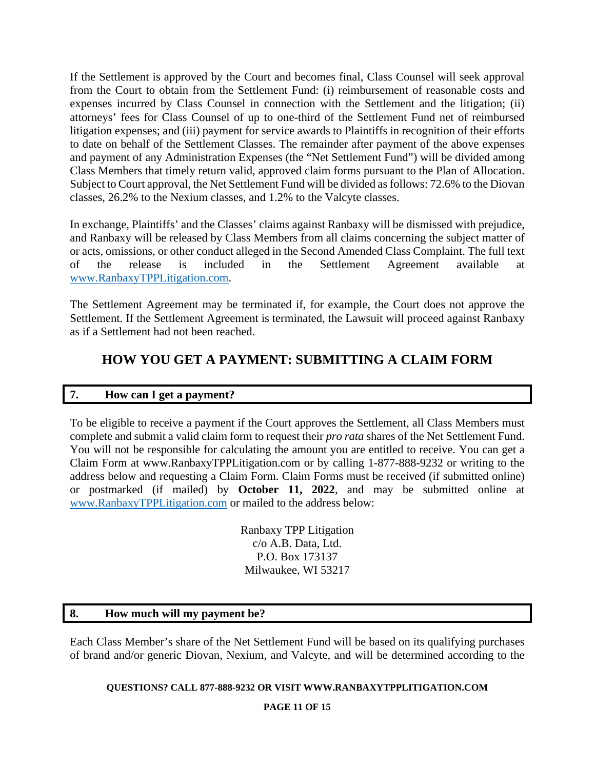If the Settlement is approved by the Court and becomes final, Class Counsel will seek approval from the Court to obtain from the Settlement Fund: (i) reimbursement of reasonable costs and expenses incurred by Class Counsel in connection with the Settlement and the litigation; (ii) attorneys' fees for Class Counsel of up to one-third of the Settlement Fund net of reimbursed litigation expenses; and (iii) payment for service awards to Plaintiffs in recognition of their efforts to date on behalf of the Settlement Classes. The remainder after payment of the above expenses and payment of any Administration Expenses (the "Net Settlement Fund") will be divided among Class Members that timely return valid, approved claim forms pursuant to the Plan of Allocation. Subject to Court approval, the Net Settlement Fund will be divided as follows: 72.6% to the Diovan classes, 26.2% to the Nexium classes, and 1.2% to the Valcyte classes.

In exchange, Plaintiffs' and the Classes' claims against Ranbaxy will be dismissed with prejudice, and Ranbaxy will be released by Class Members from all claims concerning the subject matter of or acts, omissions, or other conduct alleged in the Second Amended Class Complaint. The full text of the release is included in the Settlement Agreement available at www.RanbaxyTPPLitigation.com.

The Settlement Agreement may be terminated if, for example, the Court does not approve the Settlement. If the Settlement Agreement is terminated, the Lawsuit will proceed against Ranbaxy as if a Settlement had not been reached.

## HOW YOU GET A PAYMENT: SUBMITTING A CLAIM FORM

### 7. How can I get a payment?

To be eligible to receive a payment if the Court approves the Settlement, all Class Members must complete and submit a valid claim form to request their *pro rata* shares of the Net Settlement Fund. You will not be responsible for calculating the amount you are entitled to receive. You can get a Claim Form at www.RanbaxyTPPLitigation.com or by calling 1-877-888-9232 or writing to the address below and requesting a Claim Form. Claim Forms must be received (if submitted online) or postmarked (if mailed) by **October 11, 2022**, and may be submitted online at www.RanbaxyTPPLitigation.com or mailed to the address below:

Ranbaxy TPP Litigation
c/o A.B. Data, Ltd.
P.O. Box 173137
Milwaukee, WI 53217

### 8. How much will my payment be?

Each Class Member's share of the Net Settlement Fund will be based on its qualifying purchases of brand and/or generic Diovan, Nexium, and Valcyte, and will be determined according to the

**QUESTIONS? CALL 877-888-9232 OR VISIT WWW.RANBAXYTPPLITIGATION.COM**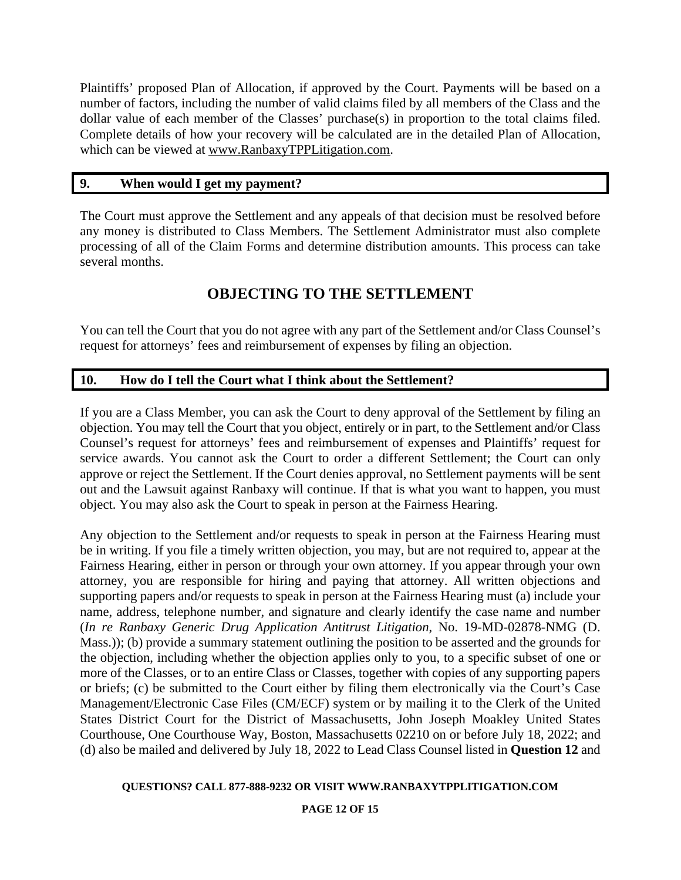Plaintiffs' proposed Plan of Allocation, if approved by the Court. Payments will be based on a number of factors, including the number of valid claims filed by all members of the Class and the dollar value of each member of the Classes' purchase(s) in proportion to the total claims filed. Complete details of how your recovery will be calculated are in the detailed Plan of Allocation, which can be viewed at www.RanbaxyTPPLitigation.com.

### 9. When would I get my payment?

The Court must approve the Settlement and any appeals of that decision must be resolved before any money is distributed to Class Members. The Settlement Administrator must also complete processing of all of the Claim Forms and determine distribution amounts. This process can take several months.

## OBJECTING TO THE SETTLEMENT

You can tell the Court that you do not agree with any part of the Settlement and/or Class Counsel's request for attorneys' fees and reimbursement of expenses by filing an objection.

### 10. How do I tell the Court what I think about the Settlement?

If you are a Class Member, you can ask the Court to deny approval of the Settlement by filing an objection. You may tell the Court that you object, entirely or in part, to the Settlement and/or Class Counsel's request for attorneys' fees and reimbursement of expenses and Plaintiffs' request for service awards. You cannot ask the Court to order a different Settlement; the Court can only approve or reject the Settlement. If the Court denies approval, no Settlement payments will be sent out and the Lawsuit against Ranbaxy will continue. If that is what you want to happen, you must object. You may also ask the Court to speak in person at the Fairness Hearing.

Any objection to the Settlement and/or requests to speak in person at the Fairness Hearing must be in writing. If you file a timely written objection, you may, but are not required to, appear at the Fairness Hearing, either in person or through your own attorney. If you appear through your own attorney, you are responsible for hiring and paying that attorney. All written objections and supporting papers and/or requests to speak in person at the Fairness Hearing must (a) include your name, address, telephone number, and signature and clearly identify the case name and number (*In re Ranbaxy Generic Drug Application Antitrust Litigation*, No. 19-MD-02878-NMG (D. Mass.)); (b) provide a summary statement outlining the position to be asserted and the grounds for the objection, including whether the objection applies only to you, to a specific subset of one or more of the Classes, or to an entire Class or Classes, together with copies of any supporting papers or briefs; (c) be submitted to the Court either by filing them electronically via the Court's Case Management/Electronic Case Files (CM/ECF) system or by mailing it to the Clerk of the United States District Court for the District of Massachusetts, John Joseph Moakley United States Courthouse, One Courthouse Way, Boston, Massachusetts 02210 on or before July 18, 2022; and (d) also be mailed and delivered by July 18, 2022 to Lead Class Counsel listed in **Question 12** and

**QUESTIONS? CALL 877-888-9232 OR VISIT WWW.RANBAXYTPPLITIGATION.COM**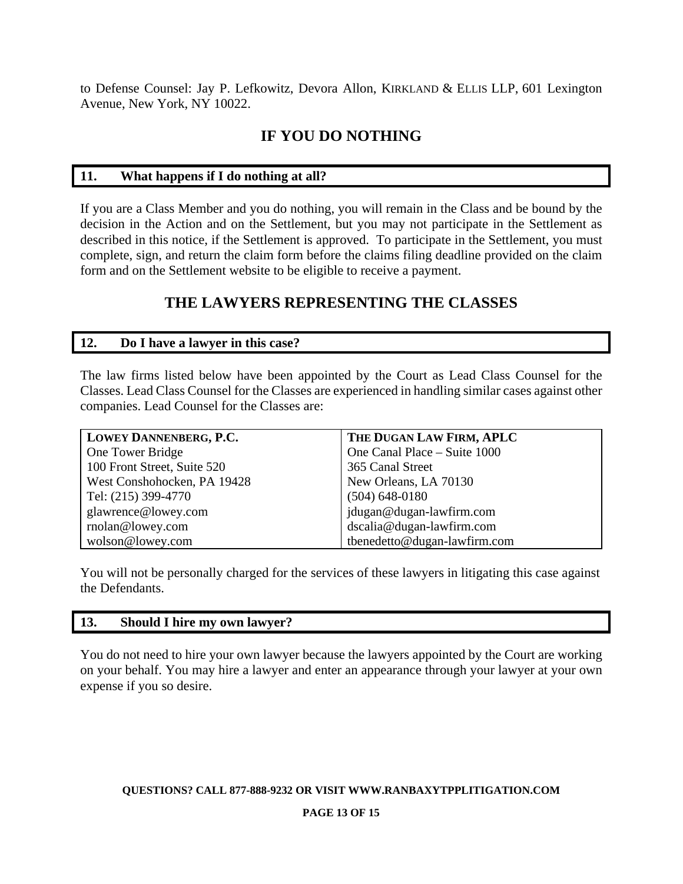to Defense Counsel: Jay P. Lefkowitz, Devora Allon, KIRKLAND & ELLIS LLP, 601 Lexington Avenue, New York, NY 10022.

## IF YOU DO NOTHING

### 11. What happens if I do nothing at all?

If you are a Class Member and you do nothing, you will remain in the Class and be bound by the decision in the Action and on the Settlement, but you may not participate in the Settlement as described in this notice, if the Settlement is approved. To participate in the Settlement, you must complete, sign, and return the claim form before the claims filing deadline provided on the claim form and on the Settlement website to be eligible to receive a payment.

## THE LAWYERS REPRESENTING THE CLASSES

### 12. Do I have a lawyer in this case?

The law firms listed below have been appointed by the Court as Lead Class Counsel for the Classes. Lead Class Counsel for the Classes are experienced in handling similar cases against other companies. Lead Counsel for the Classes are:

| **LOWEY DANNENBERG, P.C.** | **THE DUGAN LAW FIRM, APLC** |
|---|---|
| One Tower Bridge | One Canal Place – Suite 1000 |
| 100 Front Street, Suite 520 | 365 Canal Street |
| West Conshohocken, PA 19428 | New Orleans, LA 70130 |
| Tel: (215) 399-4770 | (504) 648-0180 |
| glawrence@lowey.com | jdugan@dugan-lawfirm.com |
| rnolan@lowey.com | dscalia@dugan-lawfirm.com |
| wolson@lowey.com | tbenedetto@dugan-lawfirm.com |

You will not be personally charged for the services of these lawyers in litigating this case against the Defendants.

### 13. Should I hire my own lawyer?

You do not need to hire your own lawyer because the lawyers appointed by the Court are working on your behalf. You may hire a lawyer and enter an appearance through your lawyer at your own expense if you so desire.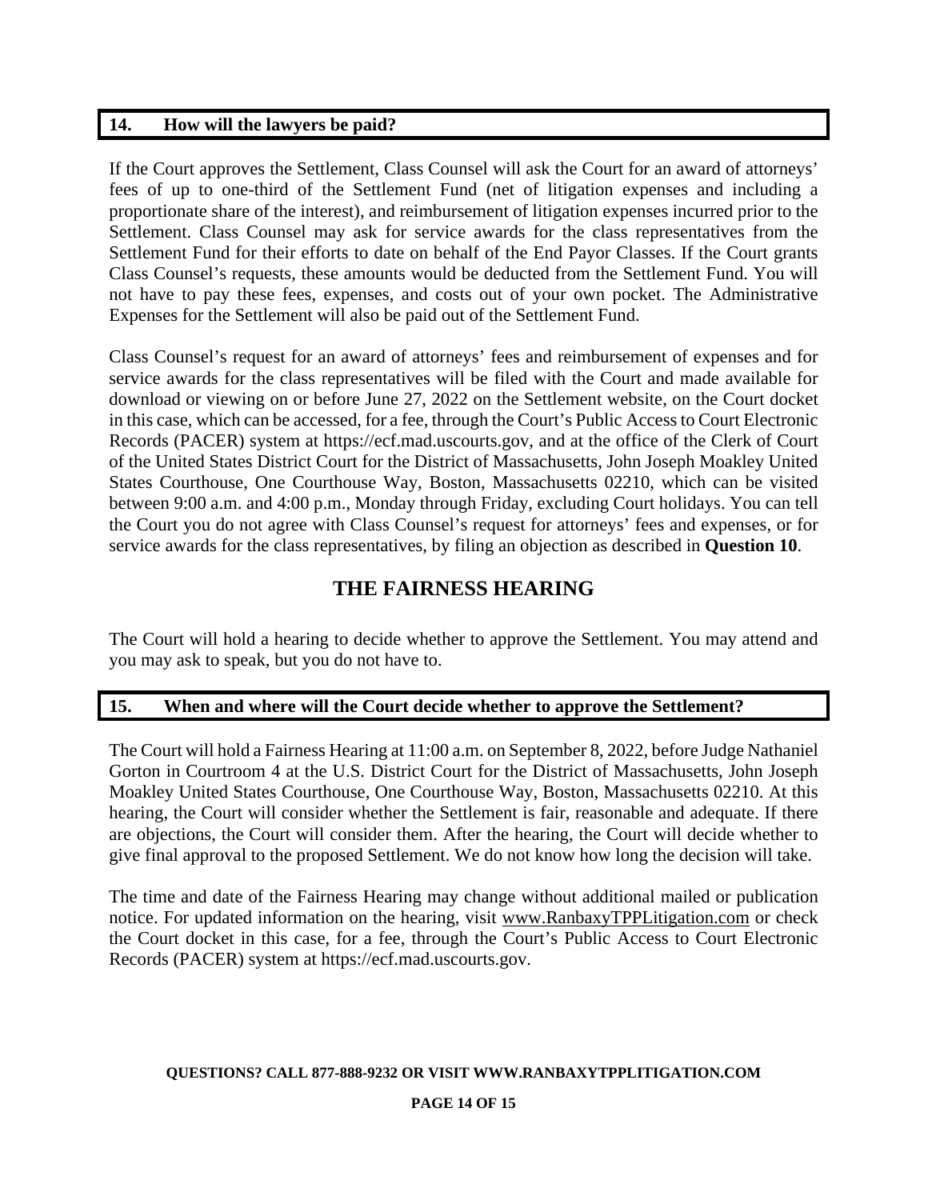## 14. How will the lawyers be paid?

If the Court approves the Settlement, Class Counsel will ask the Court for an award of attorneys' fees of up to one-third of the Settlement Fund (net of litigation expenses and including a proportionate share of the interest), and reimbursement of litigation expenses incurred prior to the Settlement. Class Counsel may ask for service awards for the class representatives from the Settlement Fund for their efforts to date on behalf of the End Payor Classes. If the Court grants Class Counsel's requests, these amounts would be deducted from the Settlement Fund. You will not have to pay these fees, expenses, and costs out of your own pocket. The Administrative Expenses for the Settlement will also be paid out of the Settlement Fund.

Class Counsel's request for an award of attorneys' fees and reimbursement of expenses and for service awards for the class representatives will be filed with the Court and made available for download or viewing on or before June 27, 2022 on the Settlement website, on the Court docket in this case, which can be accessed, for a fee, through the Court's Public Access to Court Electronic Records (PACER) system at https://ecf.mad.uscourts.gov, and at the office of the Clerk of Court of the United States District Court for the District of Massachusetts, John Joseph Moakley United States Courthouse, One Courthouse Way, Boston, Massachusetts 02210, which can be visited between 9:00 a.m. and 4:00 p.m., Monday through Friday, excluding Court holidays. You can tell the Court you do not agree with Class Counsel's request for attorneys' fees and expenses, or for service awards for the class representatives, by filing an objection as described in **Question 10**.

# THE FAIRNESS HEARING

The Court will hold a hearing to decide whether to approve the Settlement. You may attend and you may ask to speak, but you do not have to.

## 15. When and where will the Court decide whether to approve the Settlement?

The Court will hold a Fairness Hearing at 11:00 a.m. on September 8, 2022, before Judge Nathaniel Gorton in Courtroom 4 at the U.S. District Court for the District of Massachusetts, John Joseph Moakley United States Courthouse, One Courthouse Way, Boston, Massachusetts 02210. At this hearing, the Court will consider whether the Settlement is fair, reasonable and adequate. If there are objections, the Court will consider them. After the hearing, the Court will decide whether to give final approval to the proposed Settlement. We do not know how long the decision will take.

The time and date of the Fairness Hearing may change without additional mailed or publication notice. For updated information on the hearing, visit www.RanbaxyTPPLitigation.com or check the Court docket in this case, for a fee, through the Court's Public Access to Court Electronic Records (PACER) system at https://ecf.mad.uscourts.gov.

**QUESTIONS? CALL 877-888-9232 OR VISIT WWW.RANBAXYTPPLITIGATION.COM**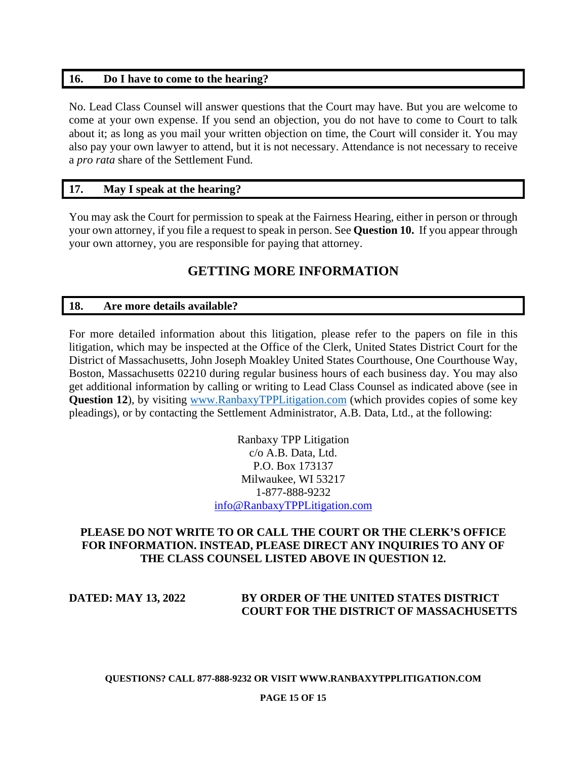### 16. Do I have to come to the hearing?

No. Lead Class Counsel will answer questions that the Court may have. But you are welcome to come at your own expense. If you send an objection, you do not have to come to Court to talk about it; as long as you mail your written objection on time, the Court will consider it. You may also pay your own lawyer to attend, but it is not necessary. Attendance is not necessary to receive a *pro rata* share of the Settlement Fund.

### 17. May I speak at the hearing?

You may ask the Court for permission to speak at the Fairness Hearing, either in person or through your own attorney, if you file a request to speak in person. See **Question 10.** If you appear through your own attorney, you are responsible for paying that attorney.

## GETTING MORE INFORMATION

### 18. Are more details available?

For more detailed information about this litigation, please refer to the papers on file in this litigation, which may be inspected at the Office of the Clerk, United States District Court for the District of Massachusetts, John Joseph Moakley United States Courthouse, One Courthouse Way, Boston, Massachusetts 02210 during regular business hours of each business day. You may also get additional information by calling or writing to Lead Class Counsel as indicated above (see in **Question 12**), by visiting www.RanbaxyTPPLitigation.com (which provides copies of some key pleadings), or by contacting the Settlement Administrator, A.B. Data, Ltd., at the following:

Ranbaxy TPP Litigation
c/o A.B. Data, Ltd.
P.O. Box 173137
Milwaukee, WI 53217
1-877-888-9232
info@RanbaxyTPPLitigation.com

**PLEASE DO NOT WRITE TO OR CALL THE COURT OR THE CLERK'S OFFICE FOR INFORMATION. INSTEAD, PLEASE DIRECT ANY INQUIRIES TO ANY OF THE CLASS COUNSEL LISTED ABOVE IN QUESTION 12.**

**DATED: MAY 13, 2022**

**BY ORDER OF THE UNITED STATES DISTRICT COURT FOR THE DISTRICT OF MASSACHUSETTS**